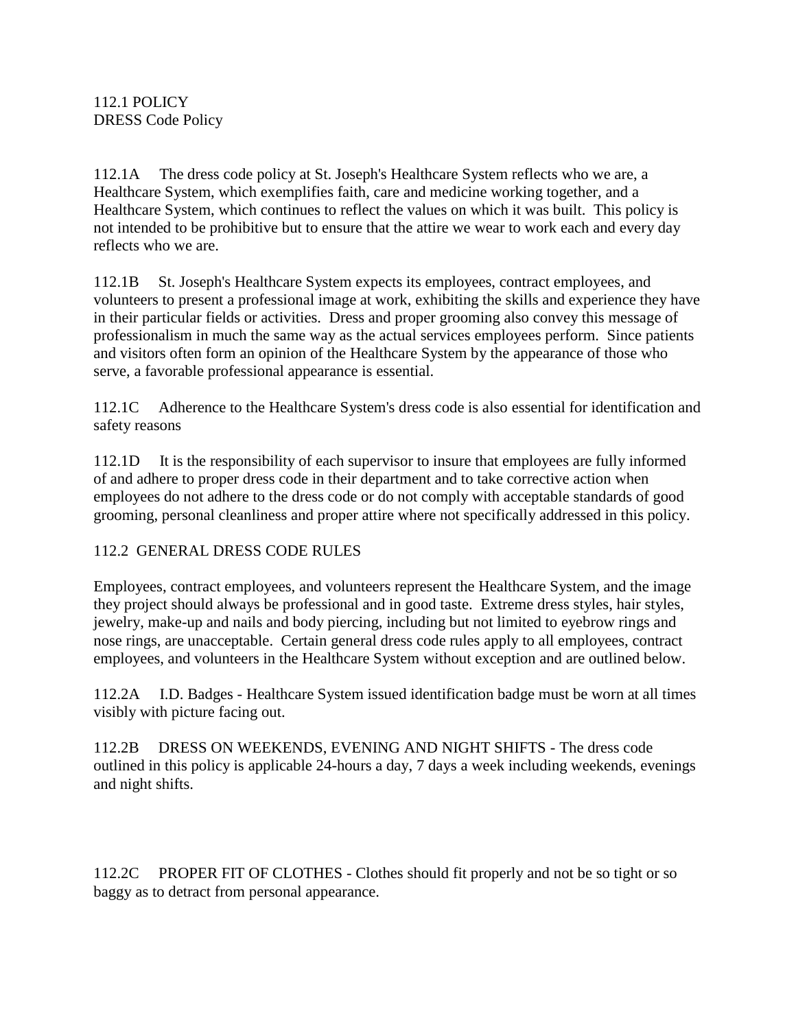112.1 POLICY
DRESS Code Policy

112.1A The dress code policy at St. Joseph's Healthcare System reflects who we are, a Healthcare System, which exemplifies faith, care and medicine working together, and a Healthcare System, which continues to reflect the values on which it was built. This policy is not intended to be prohibitive but to ensure that the attire we wear to work each and every day reflects who we are.

112.1B St. Joseph's Healthcare System expects its employees, contract employees, and volunteers to present a professional image at work, exhibiting the skills and experience they have in their particular fields or activities. Dress and proper grooming also convey this message of professionalism in much the same way as the actual services employees perform. Since patients and visitors often form an opinion of the Healthcare System by the appearance of those who serve, a favorable professional appearance is essential.

112.1C Adherence to the Healthcare System's dress code is also essential for identification and safety reasons

112.1D It is the responsibility of each supervisor to insure that employees are fully informed of and adhere to proper dress code in their department and to take corrective action when employees do not adhere to the dress code or do not comply with acceptable standards of good grooming, personal cleanliness and proper attire where not specifically addressed in this policy.

112.2 GENERAL DRESS CODE RULES

Employees, contract employees, and volunteers represent the Healthcare System, and the image they project should always be professional and in good taste. Extreme dress styles, hair styles, jewelry, make-up and nails and body piercing, including but not limited to eyebrow rings and nose rings, are unacceptable. Certain general dress code rules apply to all employees, contract employees, and volunteers in the Healthcare System without exception and are outlined below.

112.2A I.D. Badges - Healthcare System issued identification badge must be worn at all times visibly with picture facing out.

112.2B DRESS ON WEEKENDS, EVENING AND NIGHT SHIFTS - The dress code outlined in this policy is applicable 24-hours a day, 7 days a week including weekends, evenings and night shifts.

112.2C PROPER FIT OF CLOTHES - Clothes should fit properly and not be so tight or so baggy as to detract from personal appearance.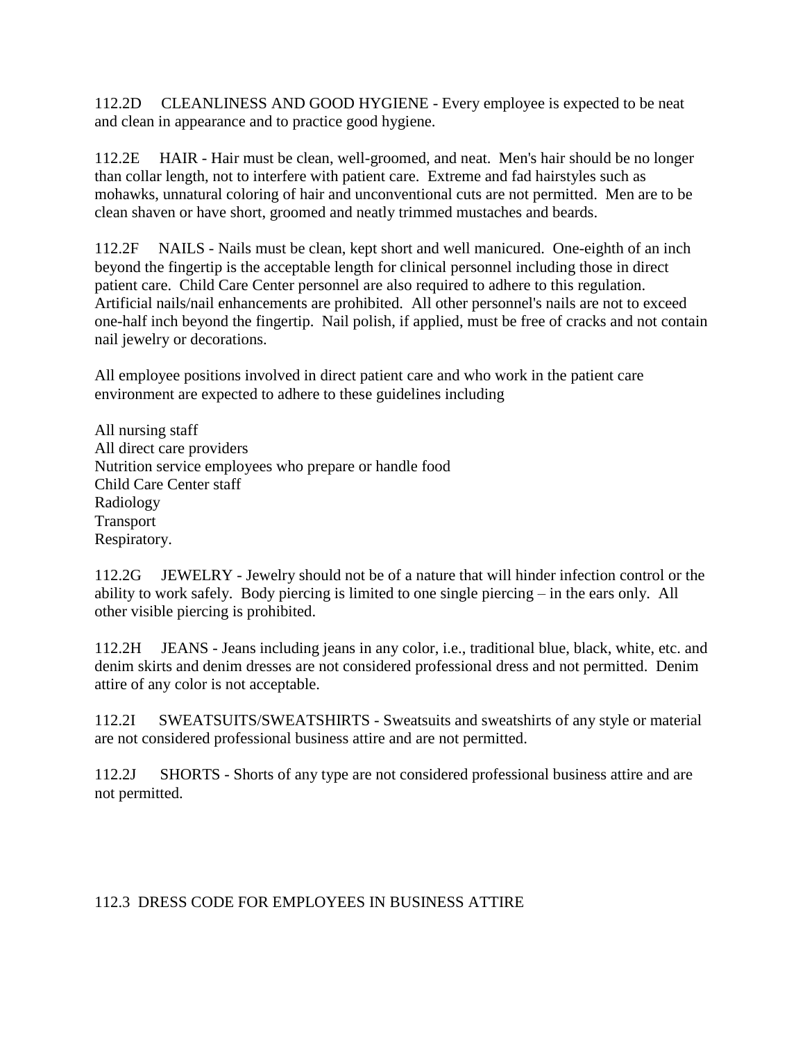112.2D CLEANLINESS AND GOOD HYGIENE - Every employee is expected to be neat and clean in appearance and to practice good hygiene.

112.2E HAIR - Hair must be clean, well-groomed, and neat. Men's hair should be no longer than collar length, not to interfere with patient care. Extreme and fad hairstyles such as mohawks, unnatural coloring of hair and unconventional cuts are not permitted. Men are to be clean shaven or have short, groomed and neatly trimmed mustaches and beards.

112.2F NAILS - Nails must be clean, kept short and well manicured. One-eighth of an inch beyond the fingertip is the acceptable length for clinical personnel including those in direct patient care. Child Care Center personnel are also required to adhere to this regulation. Artificial nails/nail enhancements are prohibited. All other personnel's nails are not to exceed one-half inch beyond the fingertip. Nail polish, if applied, must be free of cracks and not contain nail jewelry or decorations.

All employee positions involved in direct patient care and who work in the patient care environment are expected to adhere to these guidelines including

All nursing staff
All direct care providers
Nutrition service employees who prepare or handle food
Child Care Center staff
Radiology
Transport
Respiratory.

112.2G JEWELRY - Jewelry should not be of a nature that will hinder infection control or the ability to work safely. Body piercing is limited to one single piercing – in the ears only. All other visible piercing is prohibited.

112.2H JEANS - Jeans including jeans in any color, i.e., traditional blue, black, white, etc. and denim skirts and denim dresses are not considered professional dress and not permitted. Denim attire of any color is not acceptable.

112.2I SWEATSUITS/SWEATSHIRTS - Sweatsuits and sweatshirts of any style or material are not considered professional business attire and are not permitted.

112.2J SHORTS - Shorts of any type are not considered professional business attire and are not permitted.

## 112.3 DRESS CODE FOR EMPLOYEES IN BUSINESS ATTIRE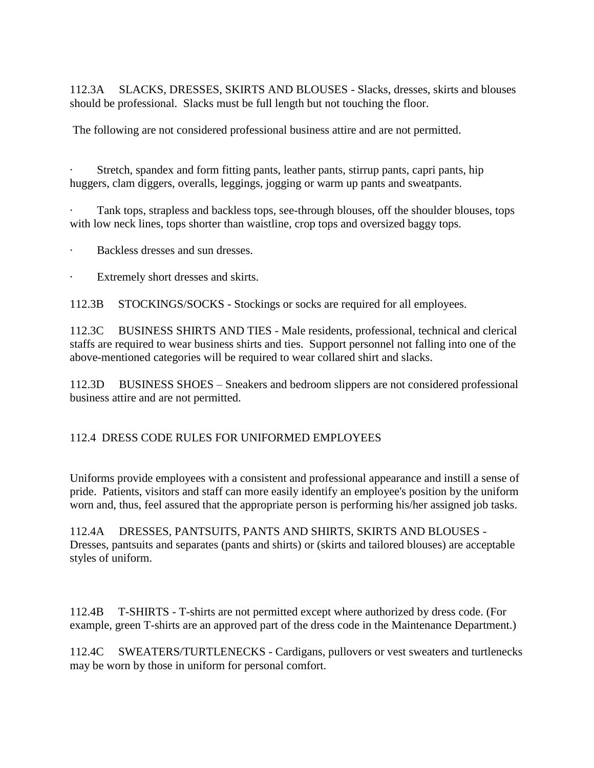112.3A SLACKS, DRESSES, SKIRTS AND BLOUSES - Slacks, dresses, skirts and blouses should be professional. Slacks must be full length but not touching the floor.

The following are not considered professional business attire and are not permitted.

- Stretch, spandex and form fitting pants, leather pants, stirrup pants, capri pants, hip huggers, clam diggers, overalls, leggings, jogging or warm up pants and sweatpants.
- Tank tops, strapless and backless tops, see-through blouses, off the shoulder blouses, tops with low neck lines, tops shorter than waistline, crop tops and oversized baggy tops.
- Backless dresses and sun dresses.
- Extremely short dresses and skirts.

112.3B STOCKINGS/SOCKS - Stockings or socks are required for all employees.

112.3C BUSINESS SHIRTS AND TIES - Male residents, professional, technical and clerical staffs are required to wear business shirts and ties. Support personnel not falling into one of the above-mentioned categories will be required to wear collared shirt and slacks.

112.3D BUSINESS SHOES – Sneakers and bedroom slippers are not considered professional business attire and are not permitted.

## 112.4 DRESS CODE RULES FOR UNIFORMED EMPLOYEES

Uniforms provide employees with a consistent and professional appearance and instill a sense of pride. Patients, visitors and staff can more easily identify an employee's position by the uniform worn and, thus, feel assured that the appropriate person is performing his/her assigned job tasks.

112.4A DRESSES, PANTSUITS, PANTS AND SHIRTS, SKIRTS AND BLOUSES - Dresses, pantsuits and separates (pants and shirts) or (skirts and tailored blouses) are acceptable styles of uniform.

112.4B T-SHIRTS - T-shirts are not permitted except where authorized by dress code. (For example, green T-shirts are an approved part of the dress code in the Maintenance Department.)

112.4C SWEATERS/TURTLENECKS - Cardigans, pullovers or vest sweaters and turtlenecks may be worn by those in uniform for personal comfort.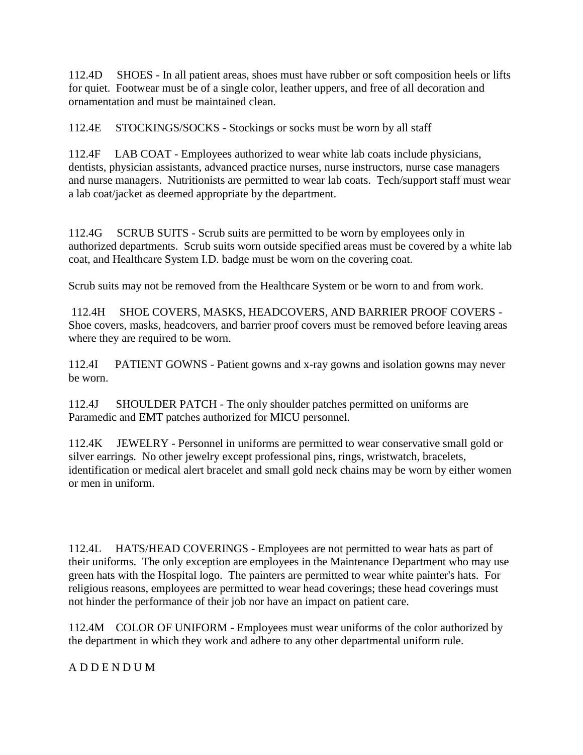112.4D SHOES - In all patient areas, shoes must have rubber or soft composition heels or lifts for quiet. Footwear must be of a single color, leather uppers, and free of all decoration and ornamentation and must be maintained clean.

112.4E STOCKINGS/SOCKS - Stockings or socks must be worn by all staff

112.4F LAB COAT - Employees authorized to wear white lab coats include physicians, dentists, physician assistants, advanced practice nurses, nurse instructors, nurse case managers and nurse managers. Nutritionists are permitted to wear lab coats. Tech/support staff must wear a lab coat/jacket as deemed appropriate by the department.

112.4G SCRUB SUITS - Scrub suits are permitted to be worn by employees only in authorized departments. Scrub suits worn outside specified areas must be covered by a white lab coat, and Healthcare System I.D. badge must be worn on the covering coat.

Scrub suits may not be removed from the Healthcare System or be worn to and from work.

112.4H SHOE COVERS, MASKS, HEADCOVERS, AND BARRIER PROOF COVERS - Shoe covers, masks, headcovers, and barrier proof covers must be removed before leaving areas where they are required to be worn.

112.4I PATIENT GOWNS - Patient gowns and x-ray gowns and isolation gowns may never be worn.

112.4J SHOULDER PATCH - The only shoulder patches permitted on uniforms are Paramedic and EMT patches authorized for MICU personnel.

112.4K JEWELRY - Personnel in uniforms are permitted to wear conservative small gold or silver earrings. No other jewelry except professional pins, rings, wristwatch, bracelets, identification or medical alert bracelet and small gold neck chains may be worn by either women or men in uniform.

112.4L HATS/HEAD COVERINGS - Employees are not permitted to wear hats as part of their uniforms. The only exception are employees in the Maintenance Department who may use green hats with the Hospital logo. The painters are permitted to wear white painter's hats. For religious reasons, employees are permitted to wear head coverings; these head coverings must not hinder the performance of their job nor have an impact on patient care.

112.4M COLOR OF UNIFORM - Employees must wear uniforms of the color authorized by the department in which they work and adhere to any other departmental uniform rule.

A D D E N D U M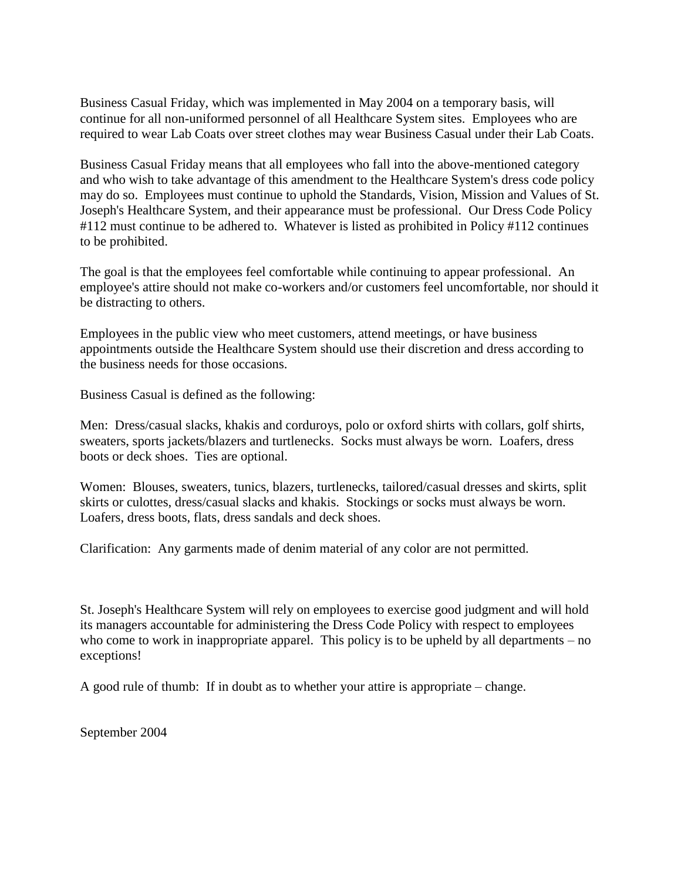Business Casual Friday, which was implemented in May 2004 on a temporary basis, will continue for all non-uniformed personnel of all Healthcare System sites. Employees who are required to wear Lab Coats over street clothes may wear Business Casual under their Lab Coats.

Business Casual Friday means that all employees who fall into the above-mentioned category and who wish to take advantage of this amendment to the Healthcare System's dress code policy may do so. Employees must continue to uphold the Standards, Vision, Mission and Values of St. Joseph's Healthcare System, and their appearance must be professional. Our Dress Code Policy #112 must continue to be adhered to. Whatever is listed as prohibited in Policy #112 continues to be prohibited.

The goal is that the employees feel comfortable while continuing to appear professional. An employee's attire should not make co-workers and/or customers feel uncomfortable, nor should it be distracting to others.

Employees in the public view who meet customers, attend meetings, or have business appointments outside the Healthcare System should use their discretion and dress according to the business needs for those occasions.

Business Casual is defined as the following:

Men: Dress/casual slacks, khakis and corduroys, polo or oxford shirts with collars, golf shirts, sweaters, sports jackets/blazers and turtlenecks. Socks must always be worn. Loafers, dress boots or deck shoes. Ties are optional.

Women: Blouses, sweaters, tunics, blazers, turtlenecks, tailored/casual dresses and skirts, split skirts or culottes, dress/casual slacks and khakis. Stockings or socks must always be worn. Loafers, dress boots, flats, dress sandals and deck shoes.

Clarification: Any garments made of denim material of any color are not permitted.

St. Joseph's Healthcare System will rely on employees to exercise good judgment and will hold its managers accountable for administering the Dress Code Policy with respect to employees who come to work in inappropriate apparel. This policy is to be upheld by all departments – no exceptions!

A good rule of thumb: If in doubt as to whether your attire is appropriate – change.

September 2004